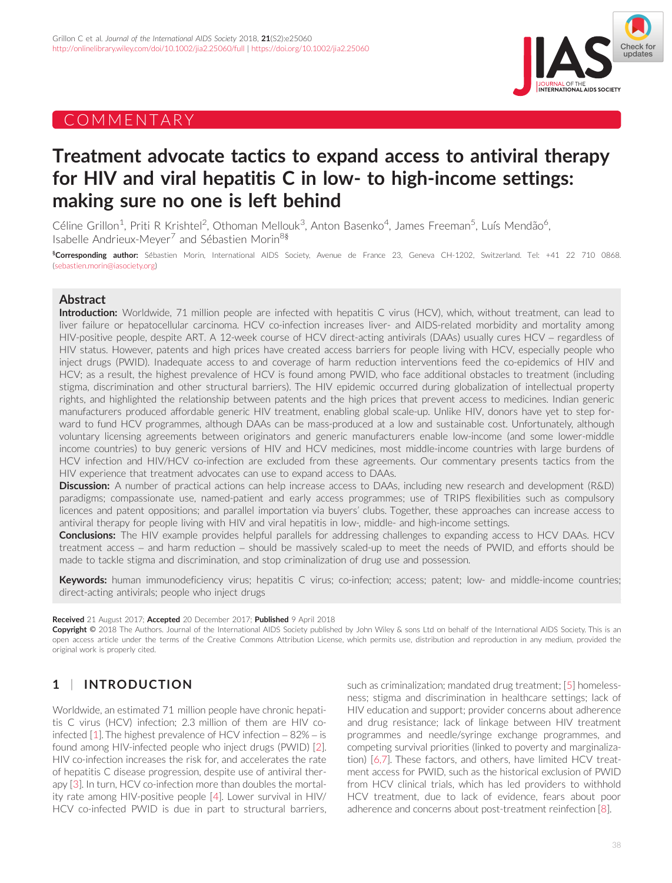COMMENTARY

# Treatment advocate tactics to expand access to antiviral therapy for HIV and viral hepatitis C in low- to high-income settings: making sure no one is left behind

Céline Grillon[1], Priti R Krishtel[2], Othoman Mellouk[3], Anton Basenko[4], James Freeman[5], Luís Mendão[6], Isabelle Andrieux-Meyer[7] and Sébastien Morin[8§]

[§]**Corresponding author:** Sébastien Morin, International AIDS Society, Avenue de France 23, Geneva CH-1202, Switzerland. Tel: +41 22 710 0868. (sebastien.morin@iasociety.org)

## Abstract

**Introduction:** Worldwide, 71 million people are infected with hepatitis C virus (HCV), which, without treatment, can lead to liver failure or hepatocellular carcinoma. HCV co-infection increases liver- and AIDS-related morbidity and mortality among HIV-positive people, despite ART. A 12-week course of HCV direct-acting antivirals (DAAs) usually cures HCV – regardless of HIV status. However, patents and high prices have created access barriers for people living with HCV, especially people who inject drugs (PWID). Inadequate access to and coverage of harm reduction interventions feed the co-epidemics of HIV and HCV; as a result, the highest prevalence of HCV is found among PWID, who face additional obstacles to treatment (including stigma, discrimination and other structural barriers). The HIV epidemic occurred during globalization of intellectual property rights, and highlighted the relationship between patents and the high prices that prevent access to medicines. Indian generic manufacturers produced affordable generic HIV treatment, enabling global scale-up. Unlike HIV, donors have yet to step forward to fund HCV programmes, although DAAs can be mass-produced at a low and sustainable cost. Unfortunately, although voluntary licensing agreements between originators and generic manufacturers enable low-income (and some lower-middle income countries) to buy generic versions of HIV and HCV medicines, most middle-income countries with large burdens of HCV infection and HIV/HCV co-infection are excluded from these agreements. Our commentary presents tactics from the HIV experience that treatment advocates can use to expand access to DAAs.

**Discussion:** A number of practical actions can help increase access to DAAs, including new research and development (R&D) paradigms; compassionate use, named-patient and early access programmes; use of TRIPS flexibilities such as compulsory licences and patent oppositions; and parallel importation via buyers' clubs. Together, these approaches can increase access to antiviral therapy for people living with HIV and viral hepatitis in low-, middle- and high-income settings.

**Conclusions:** The HIV example provides helpful parallels for addressing challenges to expanding access to HCV DAAs. HCV treatment access – and harm reduction – should be massively scaled-up to meet the needs of PWID, and efforts should be made to tackle stigma and discrimination, and stop criminalization of drug use and possession.

**Keywords:** human immunodeficiency virus; hepatitis C virus; co-infection; access; patent; low- and middle-income countries; direct-acting antivirals; people who inject drugs

**Received** 21 August 2017; **Accepted** 20 December 2017; **Published** 9 April 2018

**Copyright** © 2018 The Authors. Journal of the International AIDS Society published by John Wiley & sons Ltd on behalf of the International AIDS Society. This is an open access article under the terms of the Creative Commons Attribution License, which permits use, distribution and reproduction in any medium, provided the original work is properly cited.

## 1 | INTRODUCTION

Worldwide, an estimated 71 million people have chronic hepatitis C virus (HCV) infection; 2.3 million of them are HIV co-infected [1]. The highest prevalence of HCV infection – 82% – is found among HIV-infected people who inject drugs (PWID) [2]. HIV co-infection increases the risk for, and accelerates the rate of hepatitis C disease progression, despite use of antiviral therapy [3]. In turn, HCV co-infection more than doubles the mortality rate among HIV-positive people [4]. Lower survival in HIV/HCV co-infected PWID is due in part to structural barriers, such as criminalization; mandated drug treatment; [5] homelessness; stigma and discrimination in healthcare settings; lack of HIV education and support; provider concerns about adherence and drug resistance; lack of linkage between HIV treatment programmes and needle/syringe exchange programmes, and competing survival priorities (linked to poverty and marginalization) [6,7]. These factors, and others, have limited HCV treatment access for PWID, such as the historical exclusion of PWID from HCV clinical trials, which has led providers to withhold HCV treatment, due to lack of evidence, fears about poor adherence and concerns about post-treatment reinfection [8].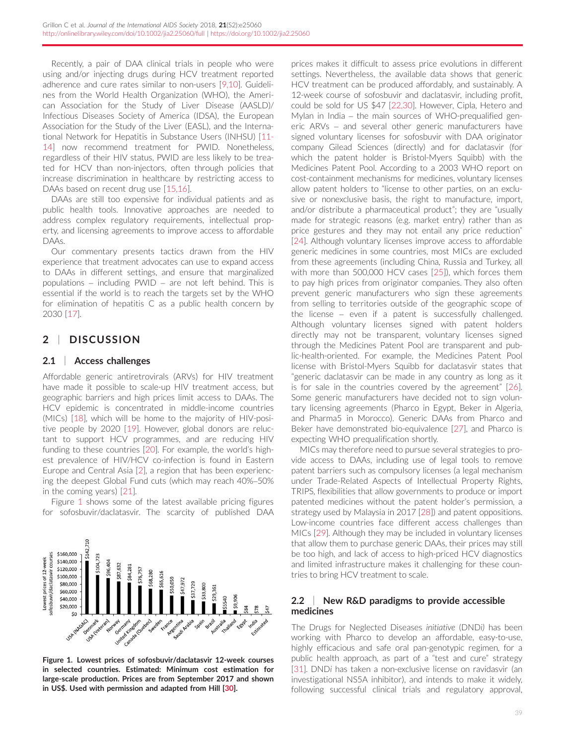Recently, a pair of DAA clinical trials in people who were using and/or injecting drugs during HCV treatment reported adherence and cure rates similar to non-users [9,10]. Guidelines from the World Health Organization (WHO), the American Association for the Study of Liver Disease (AASLD)/Infectious Diseases Society of America (IDSA), the European Association for the Study of the Liver (EASL), and the International Network for Hepatitis in Substance Users (INHSU) [11-14] now recommend treatment for PWID. Nonetheless, regardless of their HIV status, PWID are less likely to be treated for HCV than non-injectors, often through policies that increase discrimination in healthcare by restricting access to DAAs based on recent drug use [15,16].

DAAs are still too expensive for individual patients and as public health tools. Innovative approaches are needed to address complex regulatory requirements, intellectual property, and licensing agreements to improve access to affordable DAAs.

Our commentary presents tactics drawn from the HIV experience that treatment advocates can use to expand access to DAAs in different settings, and ensure that marginalized populations – including PWID – are not left behind. This is essential if the world is to reach the targets set by the WHO for elimination of hepatitis C as a public health concern by 2030 [17].

## 2 | DISCUSSION

### 2.1 | Access challenges

Affordable generic antiretrovirals (ARVs) for HIV treatment have made it possible to scale-up HIV treatment access, but geographic barriers and high prices limit access to DAAs. The HCV epidemic is concentrated in middle-income countries (MICs) [18], which will be home to the majority of HIV-positive people by 2020 [19]. However, global donors are reluctant to support HCV programmes, and are reducing HIV funding to these countries [20]. For example, the world's highest prevalence of HIV/HCV co-infection is found in Eastern Europe and Central Asia [2], a region that has been experiencing the deepest Global Fund cuts (which may reach 40%–50% in the coming years) [21].

Figure 1 shows some of the latest available pricing figures for sofosbuvir/daclatasvir. The scarcity of published DAA prices makes it difficult to assess price evolutions in different settings. Nevertheless, the available data shows that generic HCV treatment can be produced affordably, and sustainably. A 12-week course of sofosbuvir and daclatasvir, including profit, could be sold for US $47 [22,30]. However, Cipla, Hetero and Mylan in India – the main sources of WHO-prequalified generic ARVs – and several other generic manufacturers have signed voluntary licenses for sofosbuvir with DAA originator company Gilead Sciences (directly) and for daclatasvir (for which the patent holder is Bristol-Myers Squibb) with the Medicines Patent Pool. According to a 2003 WHO report on cost-containment mechanisms for medicines, voluntary licenses allow patent holders to "license to other parties, on an exclusive or nonexclusive basis, the right to manufacture, import, and/or distribute a pharmaceutical product"; they are "usually made for strategic reasons (e.g. market entry) rather than as price gestures and they may not entail any price reduction" [24]. Although voluntary licenses improve access to affordable generic medicines in some countries, most MICs are excluded from these agreements (including China, Russia and Turkey, all with more than 500,000 HCV cases [25]), which forces them to pay high prices from originator companies. They also often prevent generic manufacturers who sign these agreements from selling to territories outside of the geographic scope of the license – even if a patent is successfully challenged. Although voluntary licenses signed with patent holders directly may not be transparent, voluntary licenses signed through the Medicines Patent Pool are transparent and public-health-oriented. For example, the Medicines Patent Pool license with Bristol-Myers Squibb for daclatasvir states that "generic daclatasvir can be made in any country as long as it is for sale in the countries covered by the agreement" [26]. Some generic manufacturers have decided not to sign voluntary licensing agreements (Pharco in Egypt, Beker in Algeria, and Pharma5 in Morocco). Generic DAAs from Pharco and Beker have demonstrated bio-equivalence [27], and Pharco is expecting WHO prequalification shortly.

| Country | Lowest prices of 12-week sofosbuvir/daclatasvir courses |
|---|---|
| USA (NADAC) | $142,710 |
| Denmark | $104,723 |
| USA (Veteran) | $96,404 |
| Norway | $87,632 |
| Germany | $84,281 |
| United Kingdom | $76,757 |
| Canada (Quebec) | $68,280 |
| Sweden | $65,616 |
| France | $50,059 |
| Argentina | $47,972 |
| Saudi Arabia | $37,729 |
| Spain | $33,800 |
| Brazil | $29,361 |
| Australia | $5540 |
| Thailand | $9,906 |
| Egypt | $84 |
| India | $78 |
| Estimated | $47 |

**Figure 1. Lowest prices of sofosbuvir/daclatasvir 12-week courses in selected countries. Estimated: Minimum cost estimation for large-scale production. Prices are from September 2017 and shown in US$. Used with permission and adapted from Hill [30].**

MICs may therefore need to pursue several strategies to provide access to DAAs, including use of legal tools to remove patent barriers such as compulsory licenses (a legal mechanism under Trade-Related Aspects of Intellectual Property Rights, TRIPS, flexibilities that allow governments to produce or import patented medicines without the patent holder's permission, a strategy used by Malaysia in 2017 [28]) and patent oppositions. Low-income countries face different access challenges than MICs [29]. Although they may be included in voluntary licenses that allow them to purchase generic DAAs, their prices may still be too high, and lack of access to high-priced HCV diagnostics and limited infrastructure makes it challenging for these countries to bring HCV treatment to scale.

### 2.2 | New R&D paradigms to provide accessible medicines

The Drugs for Neglected Diseases *initiative* (DND*i*) has been working with Pharco to develop an affordable, easy-to-use, highly efficacious and safe oral pan-genotypic regimen, for a public health approach, as part of a "test and cure" strategy [31]. DND*i* has taken a non-exclusive license on ravidasvir (an investigational NS5A inhibitor), and intends to make it widely, following successful clinical trials and regulatory approval,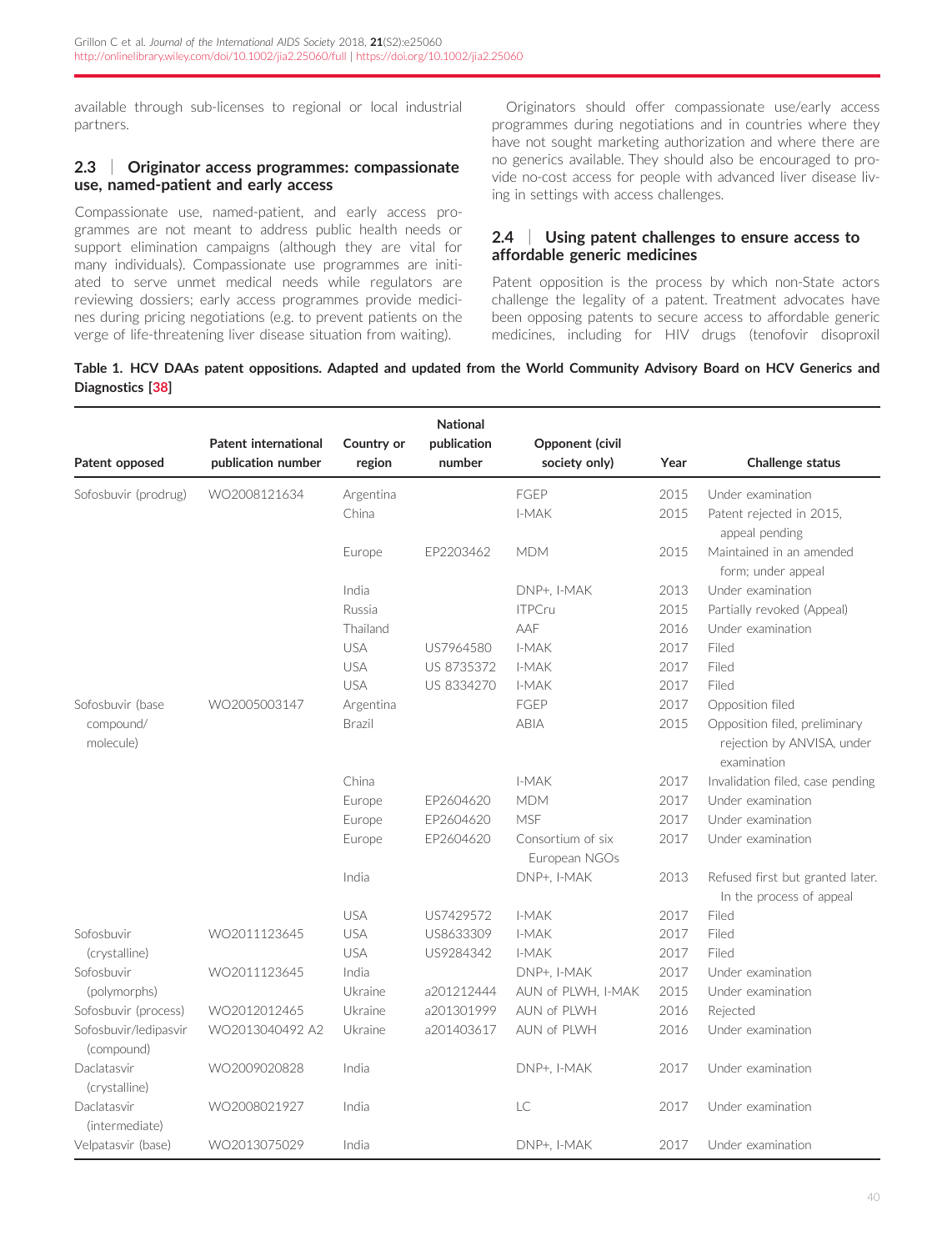available through sub-licenses to regional or local industrial partners.

### 2.3 | Originator access programmes: compassionate use, named-patient and early access

Compassionate use, named-patient, and early access programmes are not meant to address public health needs or support elimination campaigns (although they are vital for many individuals). Compassionate use programmes are initiated to serve unmet medical needs while regulators are reviewing dossiers; early access programmes provide medicines during pricing negotiations (e.g. to prevent patients on the verge of life-threatening liver disease situation from waiting).

Originators should offer compassionate use/early access programmes during negotiations and in countries where they have not sought marketing authorization and where there are no generics available. They should also be encouraged to provide no-cost access for people with advanced liver disease living in settings with access challenges.

### 2.4 | Using patent challenges to ensure access to affordable generic medicines

Patent opposition is the process by which non-State actors challenge the legality of a patent. Treatment advocates have been opposing patents to secure access to affordable generic medicines, including for HIV drugs (tenofovir disoproxil

**Table 1. HCV DAAs patent oppositions. Adapted and updated from the World Community Advisory Board on HCV Generics and Diagnostics [38]**

| Patent opposed | Patent international publication number | Country or region | National publication number | Opponent (civil society only) | Year | Challenge status |
|---|---|---|---|---|---|---|
| Sofosbuvir (prodrug) | WO2008121634 | Argentina | | FGEP | 2015 | Under examination |
| | | China | | I-MAK | 2015 | Patent rejected in 2015, appeal pending |
| | | Europe | EP2203462 | MDM | 2015 | Maintained in an amended form; under appeal |
| | | India | | DNP+, I-MAK | 2013 | Under examination |
| | | Russia | | ITPCru | 2015 | Partially revoked (Appeal) |
| | | Thailand | | AAF | 2016 | Under examination |
| | | USA | US7964580 | I-MAK | 2017 | Filed |
| | | USA | US 8735372 | I-MAK | 2017 | Filed |
| | | USA | US 8334270 | I-MAK | 2017 | Filed |
| Sofosbuvir (base compound/ molecule) | WO2005003147 | Argentina | | FGEP | 2017 | Opposition filed |
| | | Brazil | | ABIA | 2015 | Opposition filed, preliminary rejection by ANVISA, under examination |
| | | China | | I-MAK | 2017 | Invalidation filed, case pending |
| | | Europe | EP2604620 | MDM | 2017 | Under examination |
| | | Europe | EP2604620 | MSF | 2017 | Under examination |
| | | Europe | EP2604620 | Consortium of six European NGOs | 2017 | Under examination |
| | | India | | DNP+, I-MAK | 2013 | Refused first but granted later. In the process of appeal |
| | | USA | US7429572 | I-MAK | 2017 | Filed |
| Sofosbuvir (crystalline) | WO2011123645 | USA | US8633309 | I-MAK | 2017 | Filed |
| | | USA | US9284342 | I-MAK | 2017 | Filed |
| Sofosbuvir (polymorphs) | WO2011123645 | India | | DNP+, I-MAK | 2017 | Under examination |
| | | Ukraine | a201212444 | AUN of PLWH, I-MAK | 2015 | Under examination |
| Sofosbuvir (process) | WO2012012465 | Ukraine | a201301999 | AUN of PLWH | 2016 | Rejected |
| Sofosbuvir/ledipasvir (compound) | WO2013040492 A2 | Ukraine | a201403617 | AUN of PLWH | 2016 | Under examination |
| Daclatasvir (crystalline) | WO2009020828 | India | | DNP+, I-MAK | 2017 | Under examination |
| Daclatasvir (intermediate) | WO2008021927 | India | | LC | 2017 | Under examination |
| Velpatasvir (base) | WO2013075029 | India | | DNP+, I-MAK | 2017 | Under examination |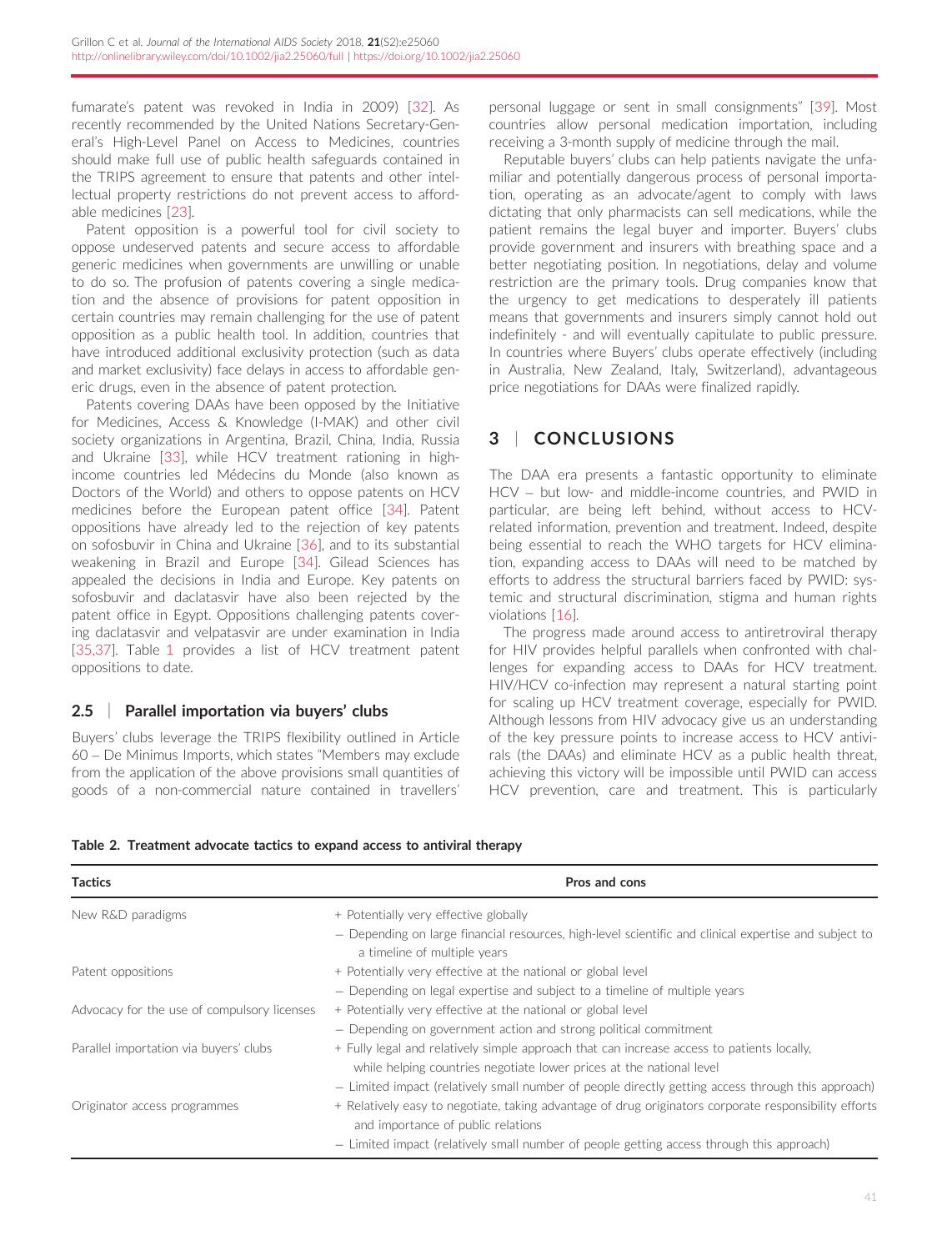fumarate's patent was revoked in India in 2009) [32]. As recently recommended by the United Nations Secretary-General's High-Level Panel on Access to Medicines, countries should make full use of public health safeguards contained in the TRIPS agreement to ensure that patents and other intellectual property restrictions do not prevent access to affordable medicines [23].

Patent opposition is a powerful tool for civil society to oppose undeserved patents and secure access to affordable generic medicines when governments are unwilling or unable to do so. The profusion of patents covering a single medication and the absence of provisions for patent opposition in certain countries may remain challenging for the use of patent opposition as a public health tool. In addition, countries that have introduced additional exclusivity protection (such as data and market exclusivity) face delays in access to affordable generic drugs, even in the absence of patent protection.

Patents covering DAAs have been opposed by the Initiative for Medicines, Access & Knowledge (I-MAK) and other civil society organizations in Argentina, Brazil, China, India, Russia and Ukraine [33], while HCV treatment rationing in high-income countries led Médecins du Monde (also known as Doctors of the World) and others to oppose patents on HCV medicines before the European patent office [34]. Patent oppositions have already led to the rejection of key patents on sofosbuvir in China and Ukraine [36], and to its substantial weakening in Brazil and Europe [34]. Gilead Sciences has appealed the decisions in India and Europe. Key patents on sofosbuvir and daclatasvir have also been rejected by the patent office in Egypt. Oppositions challenging patents covering daclatasvir and velpatasvir are under examination in India [35,37]. Table 1 provides a list of HCV treatment patent oppositions to date.

## 2.5 | Parallel importation via buyers' clubs

Buyers' clubs leverage the TRIPS flexibility outlined in Article 60 – De Minimus Imports, which states "Members may exclude from the application of the above provisions small quantities of goods of a non-commercial nature contained in travellers' personal luggage or sent in small consignments" [39]. Most countries allow personal medication importation, including receiving a 3-month supply of medicine through the mail.

Reputable buyers' clubs can help patients navigate the unfamiliar and potentially dangerous process of personal importation, operating as an advocate/agent to comply with laws dictating that only pharmacists can sell medications, while the patient remains the legal buyer and importer. Buyers' clubs provide government and insurers with breathing space and a better negotiating position. In negotiations, delay and volume restriction are the primary tools. Drug companies know that the urgency to get medications to desperately ill patients means that governments and insurers simply cannot hold out indefinitely - and will eventually capitulate to public pressure. In countries where Buyers' clubs operate effectively (including in Australia, New Zealand, Italy, Switzerland), advantageous price negotiations for DAAs were finalized rapidly.

# 3 | CONCLUSIONS

The DAA era presents a fantastic opportunity to eliminate HCV – but low- and middle-income countries, and PWID in particular, are being left behind, without access to HCV-related information, prevention and treatment. Indeed, despite being essential to reach the WHO targets for HCV elimination, expanding access to DAAs will need to be matched by efforts to address the structural barriers faced by PWID: systemic and structural discrimination, stigma and human rights violations [16].

The progress made around access to antiretroviral therapy for HIV provides helpful parallels when confronted with challenges for expanding access to DAAs for HCV treatment. HIV/HCV co-infection may represent a natural starting point for scaling up HCV treatment coverage, especially for PWID. Although lessons from HIV advocacy give us an understanding of the key pressure points to increase access to HCV antivirals (the DAAs) and eliminate HCV as a public health threat, achieving this victory will be impossible until PWID can access HCV prevention, care and treatment. This is particularly

**Table 2. Treatment advocate tactics to expand access to antiviral therapy**

| Tactics | Pros and cons |
|---|---|
| New R&D paradigms | + Potentially very effective globally<br>− Depending on large financial resources, high-level scientific and clinical expertise and subject to a timeline of multiple years |
| Patent oppositions | + Potentially very effective at the national or global level<br>− Depending on legal expertise and subject to a timeline of multiple years |
| Advocacy for the use of compulsory licenses | + Potentially very effective at the national or global level<br>− Depending on government action and strong political commitment |
| Parallel importation via buyers' clubs | + Fully legal and relatively simple approach that can increase access to patients locally, while helping countries negotiate lower prices at the national level<br>− Limited impact (relatively small number of people directly getting access through this approach) |
| Originator access programmes | + Relatively easy to negotiate, taking advantage of drug originators corporate responsibility efforts and importance of public relations<br>− Limited impact (relatively small number of people getting access through this approach) |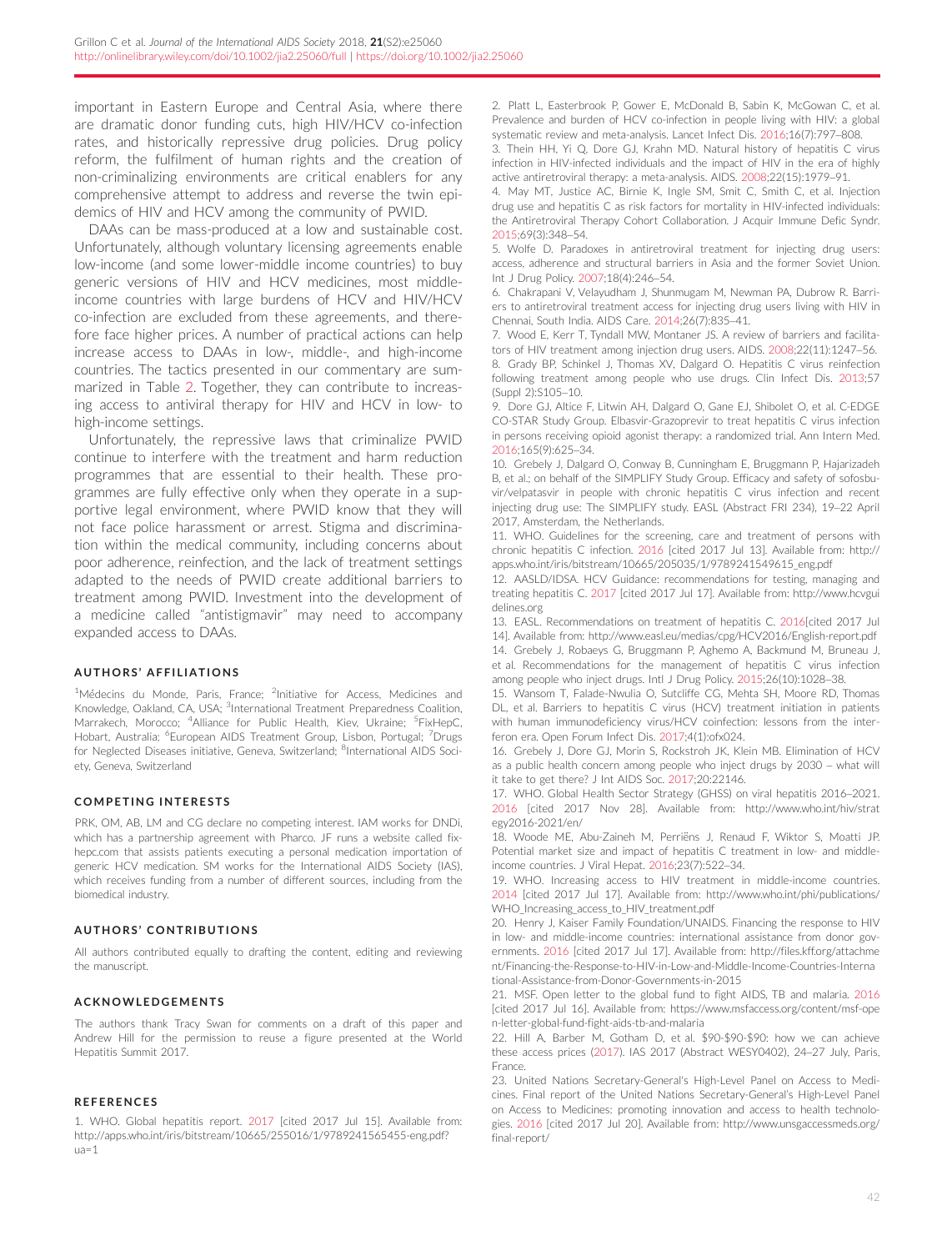important in Eastern Europe and Central Asia, where there are dramatic donor funding cuts, high HIV/HCV co-infection rates, and historically repressive drug policies. Drug policy reform, the fulfilment of human rights and the creation of non-criminalizing environments are critical enablers for any comprehensive attempt to address and reverse the twin epidemics of HIV and HCV among the community of PWID.

DAAs can be mass-produced at a low and sustainable cost. Unfortunately, although voluntary licensing agreements enable low-income (and some lower-middle income countries) to buy generic versions of HIV and HCV medicines, most middle-income countries with large burdens of HCV and HIV/HCV co-infection are excluded from these agreements, and therefore face higher prices. A number of practical actions can help increase access to DAAs in low-, middle-, and high-income countries. The tactics presented in our commentary are summarized in Table 2. Together, they can contribute to increasing access to antiviral therapy for HIV and HCV in low- to high-income settings.

Unfortunately, the repressive laws that criminalize PWID continue to interfere with the treatment and harm reduction programmes that are essential to their health. These programmes are fully effective only when they operate in a supportive legal environment, where PWID know that they will not face police harassment or arrest. Stigma and discrimination within the medical community, including concerns about poor adherence, reinfection, and the lack of treatment settings adapted to the needs of PWID create additional barriers to treatment among PWID. Investment into the development of a medicine called "antistigmavir" may need to accompany expanded access to DAAs.

### AUTHORS' AFFILIATIONS

[1]Médecins du Monde, Paris, France; [2]Initiative for Access, Medicines and Knowledge, Oakland, CA, USA; [3]International Treatment Preparedness Coalition, Marrakech, Morocco; [4]Alliance for Public Health, Kiev, Ukraine; [5]FixHepC, Hobart, Australia; [6]European AIDS Treatment Group, Lisbon, Portugal; [7]Drugs for Neglected Diseases initiative, Geneva, Switzerland; [8]International AIDS Society, Geneva, Switzerland

### COMPETING INTERESTS

PRK, OM, AB, LM and CG declare no competing interest. IAM works for DNDi, which has a partnership agreement with Pharco. JF runs a website called fixhepc.com that assists patients executing a personal medication importation of generic HCV medication. SM works for the International AIDS Society (IAS), which receives funding from a number of different sources, including from the biomedical industry.

### AUTHORS' CONTRIBUTIONS

All authors contributed equally to drafting the content, editing and reviewing the manuscript.

### ACKNOWLEDGEMENTS

The authors thank Tracy Swan for comments on a draft of this paper and Andrew Hill for the permission to reuse a figure presented at the World Hepatitis Summit 2017.

### REFERENCES

1. WHO. Global hepatitis report. 2017 [cited 2017 Jul 15]. Available from: http://apps.who.int/iris/bitstream/10665/255016/1/9789241565455-eng.pdf?ua=1
2. Platt L, Easterbrook P, Gower E, McDonald B, Sabin K, McGowan C, et al. Prevalence and burden of HCV co-infection in people living with HIV: a global systematic review and meta-analysis. Lancet Infect Dis. 2016;16(7):797–808.
3. Thein HH, Yi Q, Dore GJ, Krahn MD. Natural history of hepatitis C virus infection in HIV-infected individuals and the impact of HIV in the era of highly active antiretroviral therapy: a meta-analysis. AIDS. 2008;22(15):1979–91.
4. May MT, Justice AC, Birnie K, Ingle SM, Smit C, Smith C, et al. Injection drug use and hepatitis C as risk factors for mortality in HIV-infected individuals: the Antiretroviral Therapy Cohort Collaboration. J Acquir Immune Defic Syndr. 2015;69(3):348–54.
5. Wolfe D. Paradoxes in antiretroviral treatment for injecting drug users: access, adherence and structural barriers in Asia and the former Soviet Union. Int J Drug Policy. 2007;18(4):246–54.
6. Chakrapani V, Velayudham J, Shunmugam M, Newman PA, Dubrow R. Barriers to antiretroviral treatment access for injecting drug users living with HIV in Chennai, South India. AIDS Care. 2014;26(7):835–41.
7. Wood E, Kerr T, Tyndall MW, Montaner JS. A review of barriers and facilitators of HIV treatment among injection drug users. AIDS. 2008;22(11):1247–56.
8. Grady BP, Schinkel J, Thomas XV, Dalgard O. Hepatitis C virus reinfection following treatment among people who use drugs. Clin Infect Dis. 2013;57 (Suppl 2):S105–10.
9. Dore GJ, Altice F, Litwin AH, Dalgard O, Gane EJ, Shibolet O, et al. C-EDGE CO-STAR Study Group. Elbasvir-Grazoprevir to treat hepatitis C virus infection in persons receiving opioid agonist therapy: a randomized trial. Ann Intern Med. 2016;165(9):625–34.
10. Grebely J, Dalgard O, Conway B, Cunningham E, Bruggmann P, Hajarizadeh B, et al.; on behalf of the SIMPLIFY Study Group. Efficacy and safety of sofosbuvir/velpatasvir in people with chronic hepatitis C virus infection and recent injecting drug use: The SIMPLIFY study. EASL (Abstract FRI 234), 19–22 April 2017, Amsterdam, the Netherlands.
11. WHO. Guidelines for the screening, care and treatment of persons with chronic hepatitis C infection. 2016 [cited 2017 Jul 13]. Available from: http://apps.who.int/iris/bitstream/10665/205035/1/9789241549615_eng.pdf
12. AASLD/IDSA. HCV Guidance: recommendations for testing, managing and treating hepatitis C. 2017 [cited 2017 Jul 17]. Available from: http://www.hcvguidelines.org
13. EASL. Recommendations on treatment of hepatitis C. 2016[cited 2017 Jul 14]. Available from: http://www.easl.eu/medias/cpg/HCV2016/English-report.pdf
14. Grebely J, Robaeys G, Bruggmann P, Aghemo A, Backmund M, Bruneau J, et al. Recommendations for the management of hepatitis C virus infection among people who inject drugs. Intl J Drug Policy. 2015;26(10):1028–38.
15. Wansom T, Falade-Nwulia O, Sutcliffe CG, Mehta SH, Moore RD, Thomas DL, et al. Barriers to hepatitis C virus (HCV) treatment initiation in patients with human immunodeficiency virus/HCV coinfection: lessons from the interferon era. Open Forum Infect Dis. 2017;4(1):ofx024.
16. Grebely J, Dore GJ, Morin S, Rockstroh JK, Klein MB. Elimination of HCV as a public health concern among people who inject drugs by 2030 – what will it take to get there? J Int AIDS Soc. 2017;20:22146.
17. WHO. Global Health Sector Strategy (GHSS) on viral hepatitis 2016–2021. 2016 [cited 2017 Nov 28]. Available from: http://www.who.int/hiv/strategy2016-2021/en/
18. Woode ME, Abu-Zaineh M, Perriëns J, Renaud F, Wiktor S, Moatti JP. Potential market size and impact of hepatitis C treatment in low- and middle-income countries. J Viral Hepat. 2016;23(7):522–34.
19. WHO. Increasing access to HIV treatment in middle-income countries. 2014 [cited 2017 Jul 17]. Available from: http://www.who.int/phi/publications/WHO_Increasing_access_to_HIV_treatment.pdf
20. Henry J, Kaiser Family Foundation/UNAIDS. Financing the response to HIV in low- and middle-income countries: international assistance from donor governments. 2016 [cited 2017 Jul 17]. Available from: http://files.kff.org/attachment/Financing-the-Response-to-HIV-in-Low-and-Middle-Income-Countries-International-Assistance-from-Donor-Governments-in-2015
21. MSF. Open letter to the global fund to fight AIDS, TB and malaria. 2016 [cited 2017 Jul 16]. Available from: https://www.msfaccess.org/content/msf-open-letter-global-fund-fight-aids-tb-and-malaria
22. Hill A, Barber M, Gotham D, et al. $90-$90-$90: how we can achieve these access prices (2017). IAS 2017 (Abstract WESY0402), 24–27 July, Paris, France.
23. United Nations Secretary-General's High-Level Panel on Access to Medicines. Final report of the United Nations Secretary-General's High-Level Panel on Access to Medicines: promoting innovation and access to health technologies. 2016 [cited 2017 Jul 20]. Available from: http://www.unsgaccessmeds.org/final-report/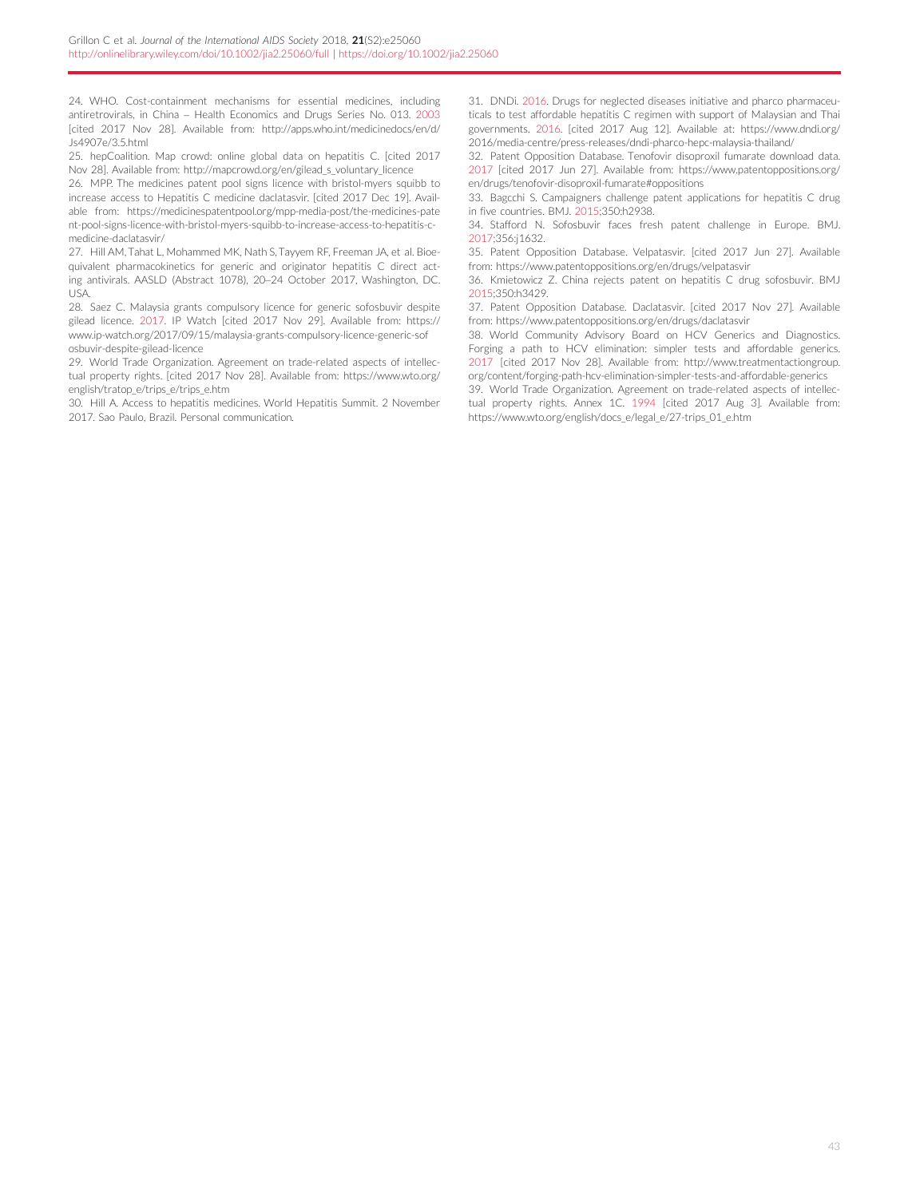24. WHO. Cost-containment mechanisms for essential medicines, including antiretrovirals, in China – Health Economics and Drugs Series No. 013. 2003 [cited 2017 Nov 28]. Available from: http://apps.who.int/medicinedocs/en/d/Js4907e/3.5.html

25. hepCoalition. Map crowd: online global data on hepatitis C. [cited 2017 Nov 28]. Available from: http://mapcrowd.org/en/gilead_s_voluntary_licence

26. MPP. The medicines patent pool signs licence with bristol-myers squibb to increase access to Hepatitis C medicine daclatasvir. [cited 2017 Dec 19]. Available from: https://medicinespatentpool.org/mpp-media-post/the-medicines-patent-pool-signs-licence-with-bristol-myers-squibb-to-increase-access-to-hepatitis-c-medicine-daclatasvir/

27. Hill AM, Tahat L, Mohammed MK, Nath S, Tayyem RF, Freeman JA, et al. Bioequivalent pharmacokinetics for generic and originator hepatitis C direct acting antivirals. AASLD (Abstract 1078), 20–24 October 2017, Washington, DC. USA.

28. Saez C. Malaysia grants compulsory licence for generic sofosbuvir despite gilead licence. 2017. IP Watch [cited 2017 Nov 29]. Available from: https://www.ip-watch.org/2017/09/15/malaysia-grants-compulsory-licence-generic-sofosbuvir-despite-gilead-licence

29. World Trade Organization. Agreement on trade-related aspects of intellectual property rights. [cited 2017 Nov 28]. Available from: https://www.wto.org/english/tratop_e/trips_e/trips_e.htm

30. Hill A. Access to hepatitis medicines. World Hepatitis Summit. 2 November 2017. Sao Paulo, Brazil. Personal communication.

31. DNDi. 2016. Drugs for neglected diseases initiative and pharco pharmaceuticals to test affordable hepatitis C regimen with support of Malaysian and Thai governments. 2016. [cited 2017 Aug 12]. Available at: https://www.dndi.org/2016/media-centre/press-releases/dndi-pharco-hepc-malaysia-thailand/

32. Patent Opposition Database. Tenofovir disoproxil fumarate download data. 2017 [cited 2017 Jun 27]. Available from: https://www.patentoppositions.org/en/drugs/tenofovir-disoproxil-fumarate#oppositions

33. Bagcchi S. Campaigners challenge patent applications for hepatitis C drug in five countries. BMJ. 2015;350:h2938.

34. Stafford N. Sofosbuvir faces fresh patent challenge in Europe. BMJ. 2017;356:j1632.

35. Patent Opposition Database. Velpatasvir. [cited 2017 Jun 27]. Available from: https://www.patentoppositions.org/en/drugs/velpatasvir

36. Kmietowicz Z. China rejects patent on hepatitis C drug sofosbuvir. BMJ 2015;350:h3429.

37. Patent Opposition Database. Daclatasvir. [cited 2017 Nov 27]. Available from: https://www.patentoppositions.org/en/drugs/daclatasvir

38. World Community Advisory Board on HCV Generics and Diagnostics. Forging a path to HCV elimination: simpler tests and affordable generics. 2017 [cited 2017 Nov 28]. Available from: http://www.treatmentactiongroup.org/content/forging-path-hcv-elimination-simpler-tests-and-affordable-generics

39. World Trade Organization. Agreement on trade-related aspects of intellectual property rights. Annex 1C. 1994 [cited 2017 Aug 3]. Available from: https://www.wto.org/english/docs_e/legal_e/27-trips_01_e.htm